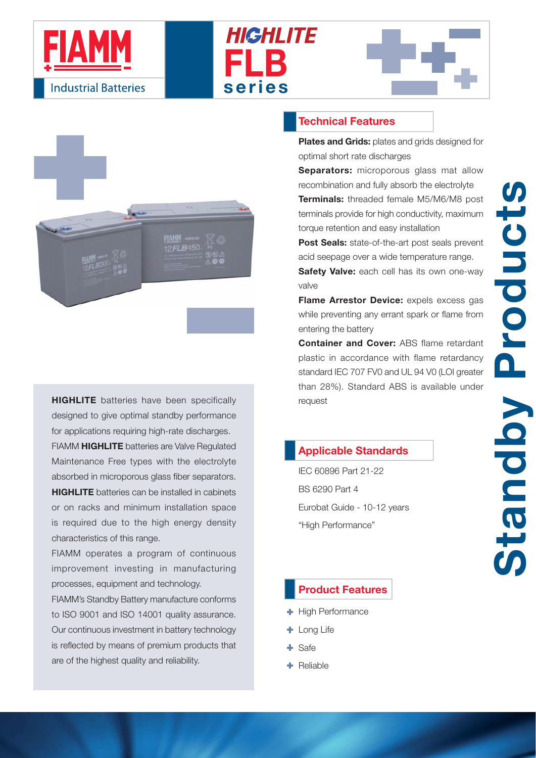# FIAMM

Industrial Batteries

# HIGHLITE FLB series

**HIGHLITE** batteries have been specifically designed to give optimal standby performance for applications requiring high-rate discharges.

FIAMM **HIGHLITE** batteries are Valve Regulated Maintenance Free types with the electrolyte absorbed in microporous glass fiber separators.

**HIGHLITE** batteries can be installed in cabinets or on racks and minimum installation space is required due to the high energy density characteristics of this range.

FIAMM operates a program of continuous improvement investing in manufacturing processes, equipment and technology.

FIAMM's Standby Battery manufacture conforms to ISO 9001 and ISO 14001 quality assurance. Our continuous investment in battery technology is reflected by means of premium products that are of the highest quality and reliability.

## Technical Features

**Plates and Grids:** plates and grids designed for optimal short rate discharges

**Separators:** microporous glass mat allow recombination and fully absorb the electrolyte

**Terminals:** threaded female M5/M6/M8 post terminals provide for high conductivity, maximum torque retention and easy installation

**Post Seals:** state-of-the-art post seals prevent acid seepage over a wide temperature range.

**Safety Valve:** each cell has its own one-way valve

**Flame Arrestor Device:** expels excess gas while preventing any errant spark or flame from entering the battery

**Container and Cover:** ABS flame retardant plastic in accordance with flame retardancy standard IEC 707 FV0 and UL 94 V0 (LOI greater than 28%). Standard ABS is available under request

## Applicable Standards

IEC 60896 Part 21-22

BS 6290 Part 4

Eurobat Guide - 10-12 years "High Performance"

## Product Features

- High Performance
- Long Life
- Safe
- Reliable

**Standby Products**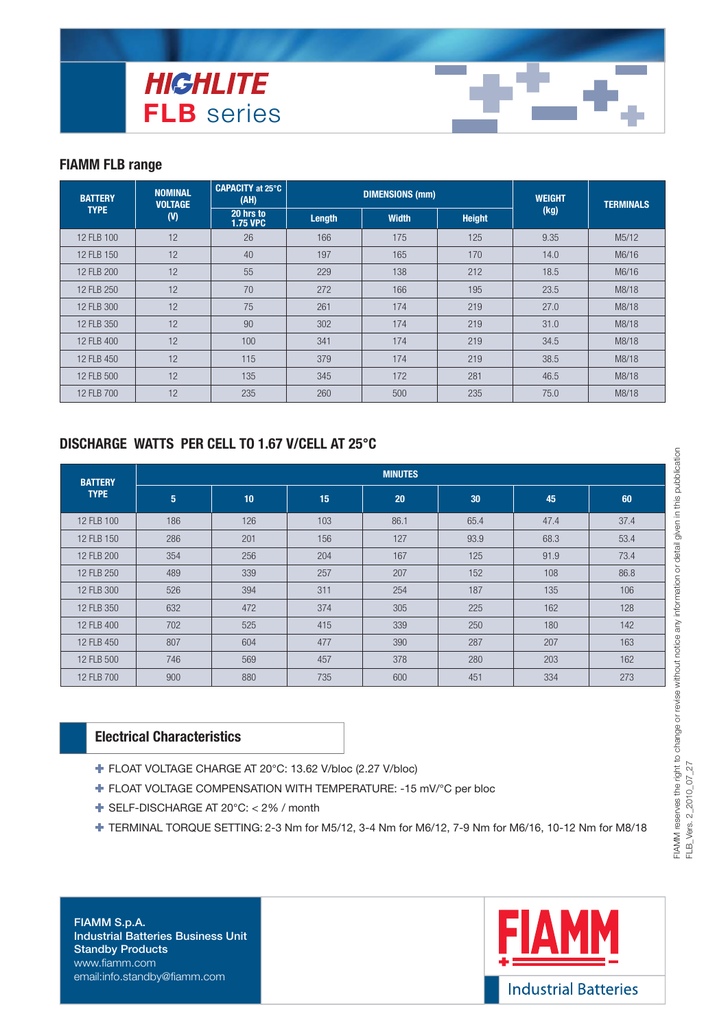# HIGHLITE FLB series

## FIAMM FLB range

| BATTERY TYPE | NOMINAL VOLTAGE (V) | CAPACITY at 25°C (AH) | DIMENSIONS (mm) | | | WEIGHT (kg) | TERMINALS |
|---|---|---|---|---|---|---|---|
| | | 20 hrs to 1.75 VPC | Length | Width | Height | | |
| 12 FLB 100 | 12 | 26 | 166 | 175 | 125 | 9.35 | M5/12 |
| 12 FLB 150 | 12 | 40 | 197 | 165 | 170 | 14.0 | M6/16 |
| 12 FLB 200 | 12 | 55 | 229 | 138 | 212 | 18.5 | M6/16 |
| 12 FLB 250 | 12 | 70 | 272 | 166 | 195 | 23.5 | M8/18 |
| 12 FLB 300 | 12 | 75 | 261 | 174 | 219 | 27.0 | M8/18 |
| 12 FLB 350 | 12 | 90 | 302 | 174 | 219 | 31.0 | M8/18 |
| 12 FLB 400 | 12 | 100 | 341 | 174 | 219 | 34.5 | M8/18 |
| 12 FLB 450 | 12 | 115 | 379 | 174 | 219 | 38.5 | M8/18 |
| 12 FLB 500 | 12 | 135 | 345 | 172 | 281 | 46.5 | M8/18 |
| 12 FLB 700 | 12 | 235 | 260 | 500 | 235 | 75.0 | M8/18 |

## DISCHARGE WATTS PER CELL TO 1.67 V/CELL AT 25°C

| BATTERY TYPE | MINUTES | | | | | | |
|---|---|---|---|---|---|---|---|
| | 5 | 10 | 15 | 20 | 30 | 45 | 60 |
| 12 FLB 100 | 186 | 126 | 103 | 86.1 | 65.4 | 47.4 | 37.4 |
| 12 FLB 150 | 286 | 201 | 156 | 127 | 93.9 | 68.3 | 53.4 |
| 12 FLB 200 | 354 | 256 | 204 | 167 | 125 | 91.9 | 73.4 |
| 12 FLB 250 | 489 | 339 | 257 | 207 | 152 | 108 | 86.8 |
| 12 FLB 300 | 526 | 394 | 311 | 254 | 187 | 135 | 106 |
| 12 FLB 350 | 632 | 472 | 374 | 305 | 225 | 162 | 128 |
| 12 FLB 400 | 702 | 525 | 415 | 339 | 250 | 180 | 142 |
| 12 FLB 450 | 807 | 604 | 477 | 390 | 287 | 207 | 163 |
| 12 FLB 500 | 746 | 569 | 457 | 378 | 280 | 203 | 162 |
| 12 FLB 700 | 900 | 880 | 735 | 600 | 451 | 334 | 273 |

## Electrical Characteristics

- FLOAT VOLTAGE CHARGE AT 20°C: 13.62 V/bloc (2.27 V/bloc)
- FLOAT VOLTAGE COMPENSATION WITH TEMPERATURE: -15 mV/°C per bloc
- SELF-DISCHARGE AT 20°C: < 2% / month
- TERMINAL TORQUE SETTING: 2-3 Nm for M5/12, 3-4 Nm for M6/12, 7-9 Nm for M6/16, 10-12 Nm for M8/18

FIAMM reserves the right to change or revise without notice any information or detail given in this publication
FLB_Vers. 2_2010_07_27

**FIAMM S.p.A.**
**Industrial Batteries Business Unit**
**Standby Products**
www.fiamm.com
email:info.standby@fiamm.com

FIAMM
Industrial Batteries